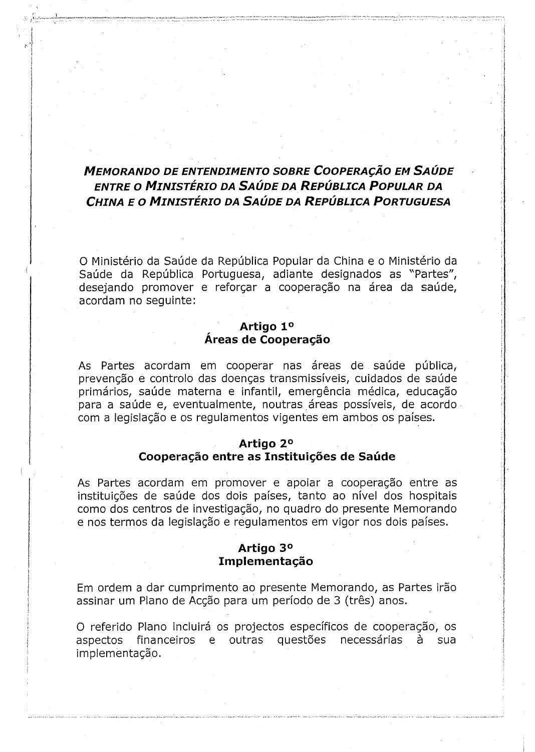# *Memorando de Entendimento sobre Cooperação em Saúde entre o Ministério da Saúde da República Popular da China e o Ministério da Saúde da República Portuguesa*

O Ministério da Saúde da República Popular da China e o Ministério da Saúde da República Portuguesa, adiante designados as "Partes", desejando promover e reforçar a cooperação na área da saúde, acordam no seguinte:

## Artigo 1º
## Áreas de Cooperação

As Partes acordam em cooperar nas áreas de saúde pública, prevenção e controlo das doenças transmissíveis, cuidados de saúde primários, saúde materna e infantil, emergência médica, educação para a saúde e, eventualmente, noutras áreas possíveis, de acordo com a legislação e os regulamentos vigentes em ambos os países.

## Artigo 2º
## Cooperação entre as Instituições de Saúde

As Partes acordam em promover e apoiar a cooperação entre as instituições de saúde dos dois países, tanto ao nível dos hospitais como dos centros de investigação, no quadro do presente Memorando e nos termos da legislação e regulamentos em vigor nos dois países.

## Artigo 3º
## Implementação

Em ordem a dar cumprimento ao presente Memorando, as Partes irão assinar um Plano de Acção para um período de 3 (três) anos.

O referido Plano incluirá os projectos específicos de cooperação, os aspectos financeiros e outras questões necessárias à sua implementação.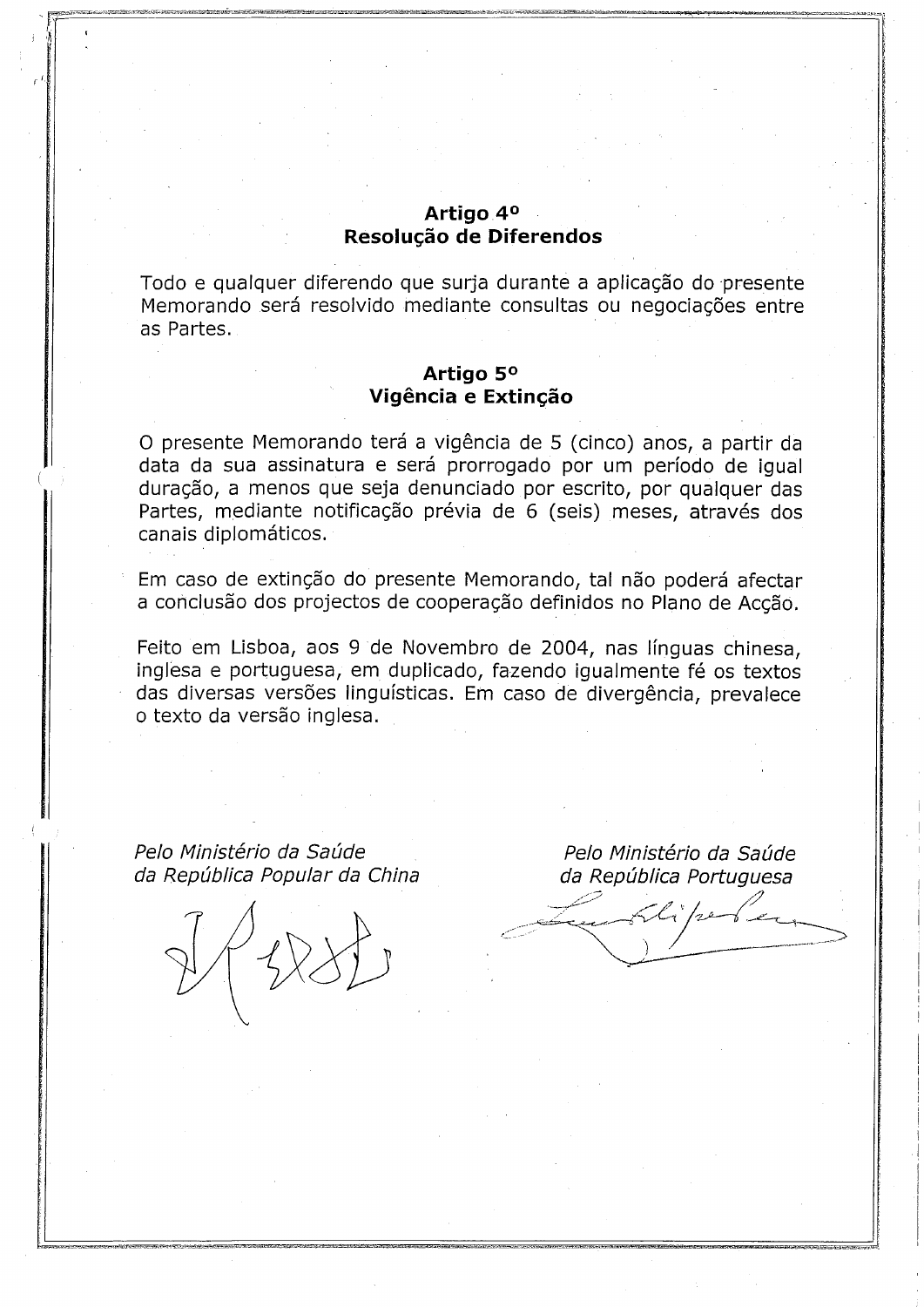## Artigo 4º
## Resolução de Diferendos

Todo e qualquer diferendo que surja durante a aplicação do presente Memorando será resolvido mediante consultas ou negociações entre as Partes.

## Artigo 5º
## Vigência e Extinção

O presente Memorando terá a vigência de 5 (cinco) anos, a partir da data da sua assinatura e será prorrogado por um período de igual duração, a menos que seja denunciado por escrito, por qualquer das Partes, mediante notificação prévia de 6 (seis) meses, através dos canais diplomáticos.

Em caso de extinção do presente Memorando, tal não poderá afectar a conclusão dos projectos de cooperação definidos no Plano de Acção.

Feito em Lisboa, aos 9 de Novembro de 2004, nas línguas chinesa, inglesa e portuguesa, em duplicado, fazendo igualmente fé os textos das diversas versões linguísticas. Em caso de divergência, prevalece o texto da versão inglesa.

*Pelo Ministério da Saúde da República Popular da China*

*Pelo Ministério da Saúde da República Portuguesa*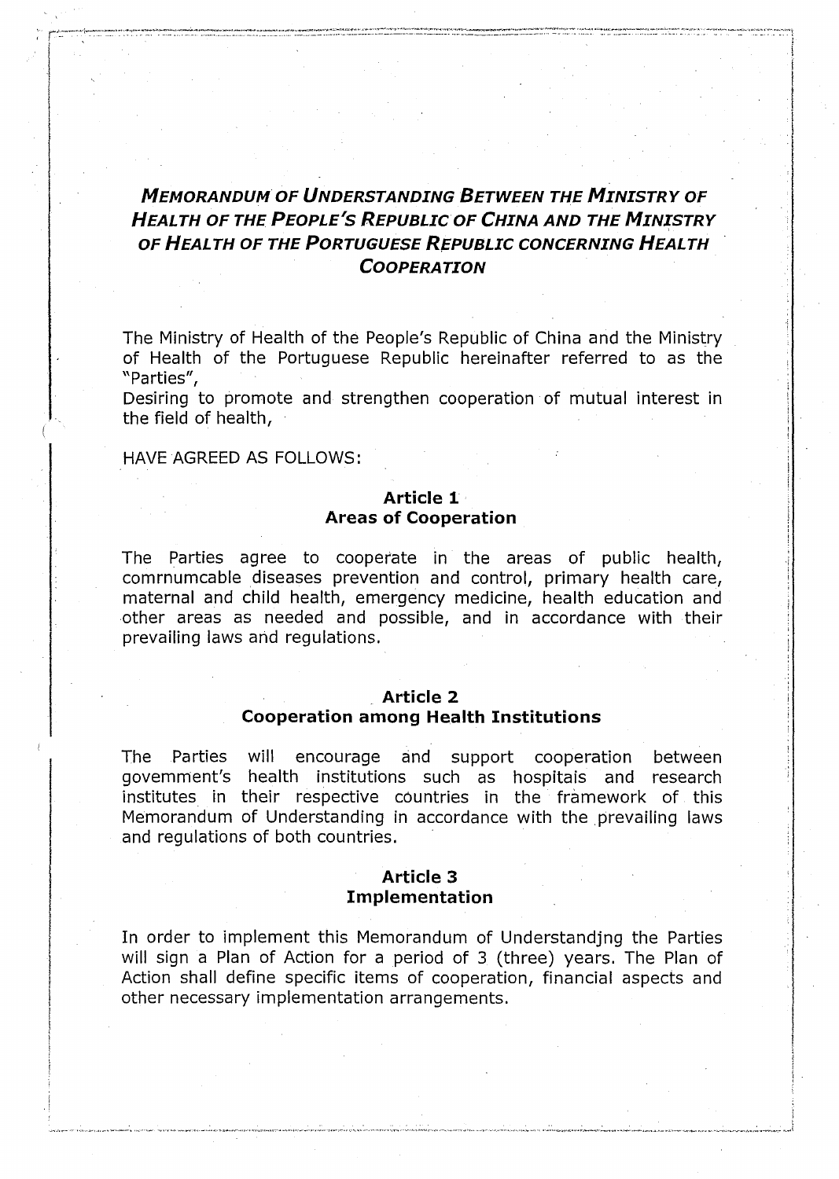# *MEMORANDUM OF UNDERSTANDING BETWEEN THE MINISTRY OF HEALTH OF THE PEOPLE'S REPUBLIC OF CHINA AND THE MINISTRY OF HEALTH OF THE PORTUGUESE REPUBLIC CONCERNING HEALTH COOPERATION*

The Ministry of Health of the People's Republic of China and the Ministry of Health of the Portuguese Republic hereinafter referred to as the "Parties",

Desiring to promote and strengthen cooperation of mutual interest in the field of health,

HAVE AGREED AS FOLLOWS:

## Article 1
## Areas of Cooperation

The Parties agree to cooperate in the areas of public health, comrnumcable diseases prevention and control, primary health care, maternal and child health, emergency medicine, health education and other areas as needed and possible, and in accordance with their prevailing laws and regulations.

## Article 2
## Cooperation among Health Institutions

The Parties will encourage and support cooperation between government's health institutions such as hospitais and research institutes in their respective countries in the framework of this Memorandum of Understanding in accordance with the prevailing laws and regulations of both countries.

## Article 3
## Implementation

In order to implement this Memorandum of Understandjng the Parties will sign a Plan of Action for a period of 3 (three) years. The Plan of Action shall define specific items of cooperation, financial aspects and other necessary implementation arrangements.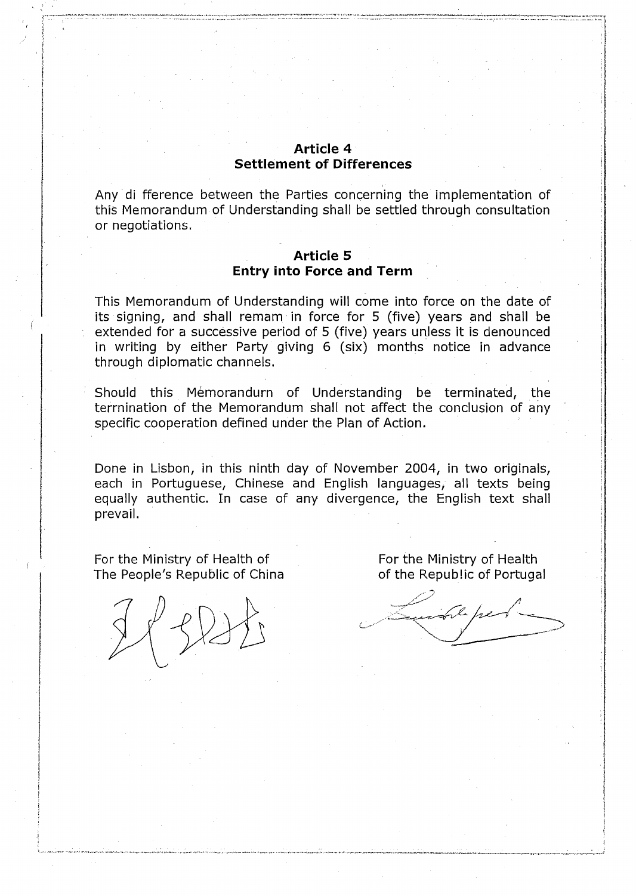## Article 4
## Settlement of Differences

Any di fference between the Parties concerning the implementation of this Memorandum of Understanding shall be settled through consultation or negotiations.

## Article 5
## Entry into Force and Term

This Memorandum of Understanding will come into force on the date of its signing, and shall remam in force for 5 (five) years and shall be extended for a successive period of 5 (five) years unless it is denounced in writing by either Party giving 6 (six) months notice in advance through diplomatic channels.

Should this Mėmorandurn of Understanding be terminated, the terrnination of the Memorandum shall not affect the conclusion of any specific cooperation defined under the Plan of Action.

Done in Lisbon, in this ninth day of November 2004, in two originals, each in Portuguese, Chinese and English languages, all texts being equally authentic. In case of any divergence, the English text shall prevail.

For the Ministry of Health of
The People's Republic of China

For the Ministry of Health
of the Republic of Portugal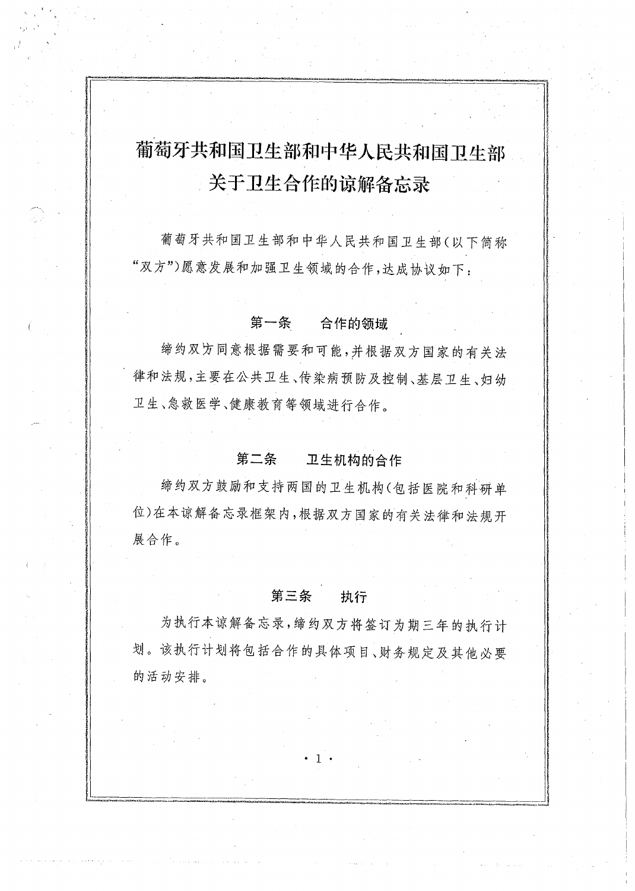# 葡萄牙共和国卫生部和中华人民共和国卫生部关于卫生合作的谅解备忘录

葡萄牙共和国卫生部和中华人民共和国卫生部（以下简称"双方"）愿意发展和加强卫生领域的合作，达成协议如下：

## 第一条　合作的领域

缔约双方同意根据需要和可能，并根据双方国家的有关法律和法规，主要在公共卫生、传染病预防及控制、基层卫生、妇幼卫生、急救医学、健康教育等领域进行合作。

## 第二条　卫生机构的合作

缔约双方鼓励和支持两国的卫生机构（包括医院和科研单位）在本谅解备忘录框架内，根据双方国家的有关法律和法规开展合作。

## 第三条　执行

为执行本谅解备忘录，缔约双方将签订为期三年的执行计划。该执行计划将包括合作的具体项目、财务规定及其他必要的活动安排。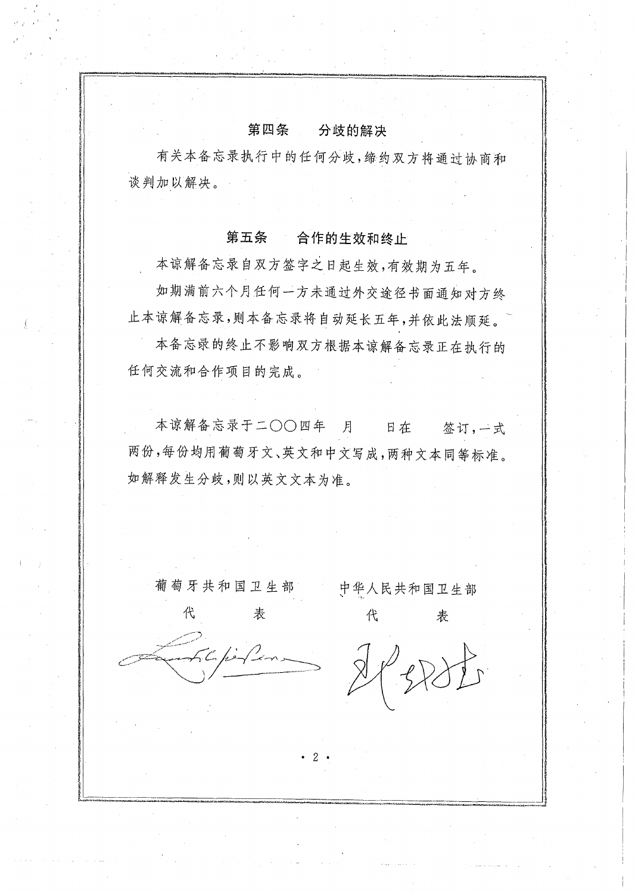## 第四条　分歧的解决

有关本备忘录执行中的任何分歧，缔约双方将通过协商和谈判加以解决。

## 第五条　合作的生效和终止

本谅解备忘录自双方签字之日起生效，有效期为五年。

如期满前六个月任何一方未通过外交途径书面通知对方终止本谅解备忘录，则本备忘录将自动延长五年，并依此法顺延。

本备忘录的终止不影响双方根据本谅解备忘录正在执行的任何交流和合作项目的完成。

本谅解备忘录于二〇〇四年　月　日在　签订，一式两份，每份均用葡萄牙文、英文和中文写成，两种文本同等标准。如解释发生分歧，则以英文文本为准。

| 葡萄牙共和国卫生部 | 中华人民共和国卫生部 |
| --- | --- |
| 代　表 | 代　表 |